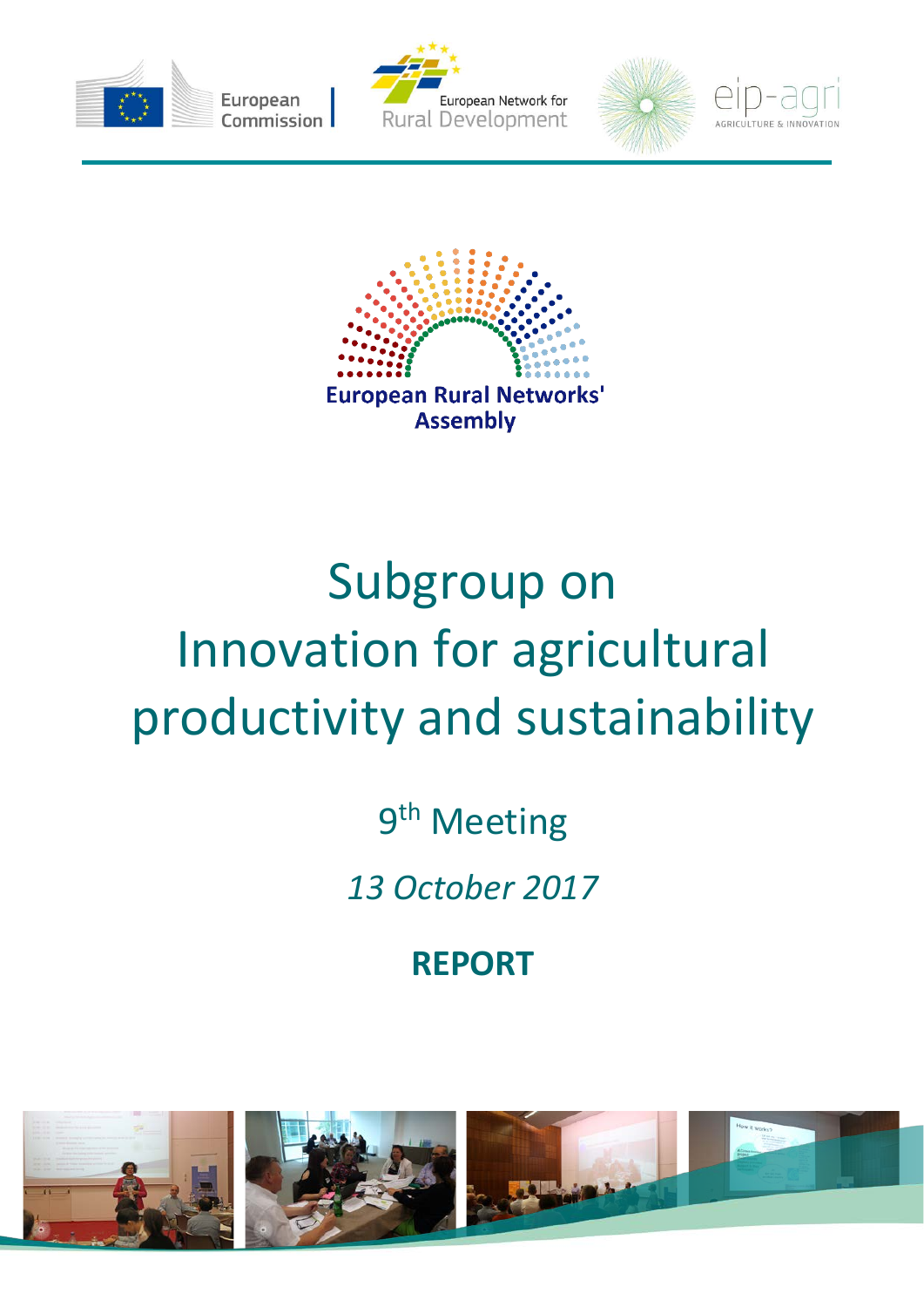European Commission

European Network for Rural Development

eip-agri AGRICULTURE & INNOVATION

European Rural Networks' Assembly

# Subgroup on Innovation for agricultural productivity and sustainability

9th Meeting

*13 October 2017*

**REPORT**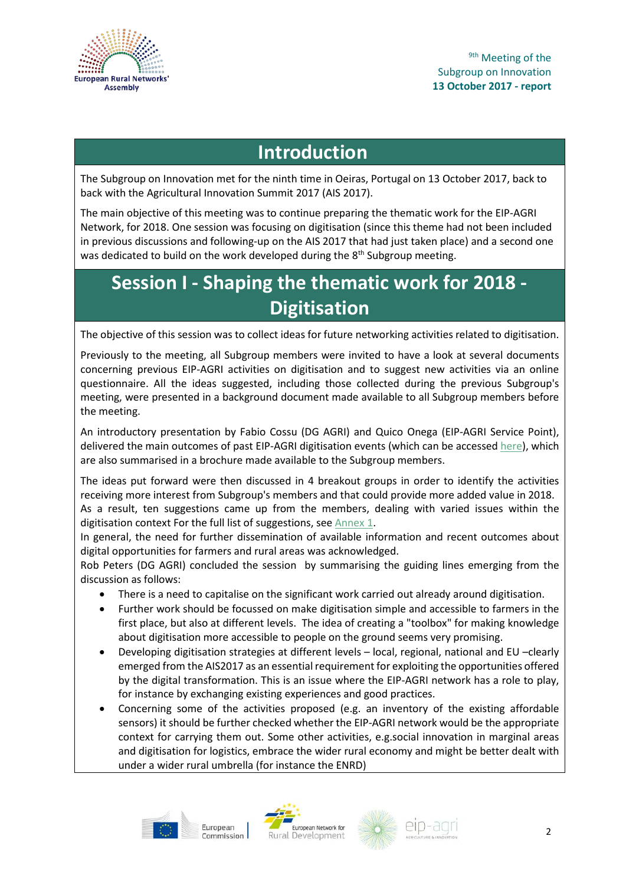## Introduction

The Subgroup on Innovation met for the ninth time in Oeiras, Portugal on 13 October 2017, back to back with the Agricultural Innovation Summit 2017 (AIS 2017).

The main objective of this meeting was to continue preparing the thematic work for the EIP-AGRI Network, for 2018. One session was focusing on digitisation (since this theme had not been included in previous discussions and following-up on the AIS 2017 that had just taken place) and a second one was dedicated to build on the work developed during the 8th Subgroup meeting.

## Session I - Shaping the thematic work for 2018 - Digitisation

The objective of this session was to collect ideas for future networking activities related to digitisation.

Previously to the meeting, all Subgroup members were invited to have a look at several documents concerning previous EIP-AGRI activities on digitisation and to suggest new activities via an online questionnaire. All the ideas suggested, including those collected during the previous Subgroup's meeting, were presented in a background document made available to all Subgroup members before the meeting.

An introductory presentation by Fabio Cossu (DG AGRI) and Quico Onega (EIP-AGRI Service Point), delivered the main outcomes of past EIP-AGRI digitisation events (which can be accessed here), which are also summarised in a brochure made available to the Subgroup members.

The ideas put forward were then discussed in 4 breakout groups in order to identify the activities receiving more interest from Subgroup's members and that could provide more added value in 2018. As a result, ten suggestions came up from the members, dealing with varied issues within the digitisation context For the full list of suggestions, see Annex 1.

In general, the need for further dissemination of available information and recent outcomes about digital opportunities for farmers and rural areas was acknowledged.

Rob Peters (DG AGRI) concluded the session by summarising the guiding lines emerging from the discussion as follows:

- There is a need to capitalise on the significant work carried out already around digitisation.
- Further work should be focussed on make digitisation simple and accessible to farmers in the first place, but also at different levels. The idea of creating a "toolbox" for making knowledge about digitisation more accessible to people on the ground seems very promising.
- Developing digitisation strategies at different levels – local, regional, national and EU –clearly emerged from the AIS2017 as an essential requirement for exploiting the opportunities offered by the digital transformation. This is an issue where the EIP-AGRI network has a role to play, for instance by exchanging existing experiences and good practices.
- Concerning some of the activities proposed (e.g. an inventory of the existing affordable sensors) it should be further checked whether the EIP-AGRI network would be the appropriate context for carrying them out. Some other activities, e.g.social innovation in marginal areas and digitisation for logistics, embrace the wider rural economy and might be better dealt with under a wider rural umbrella (for instance the ENRD)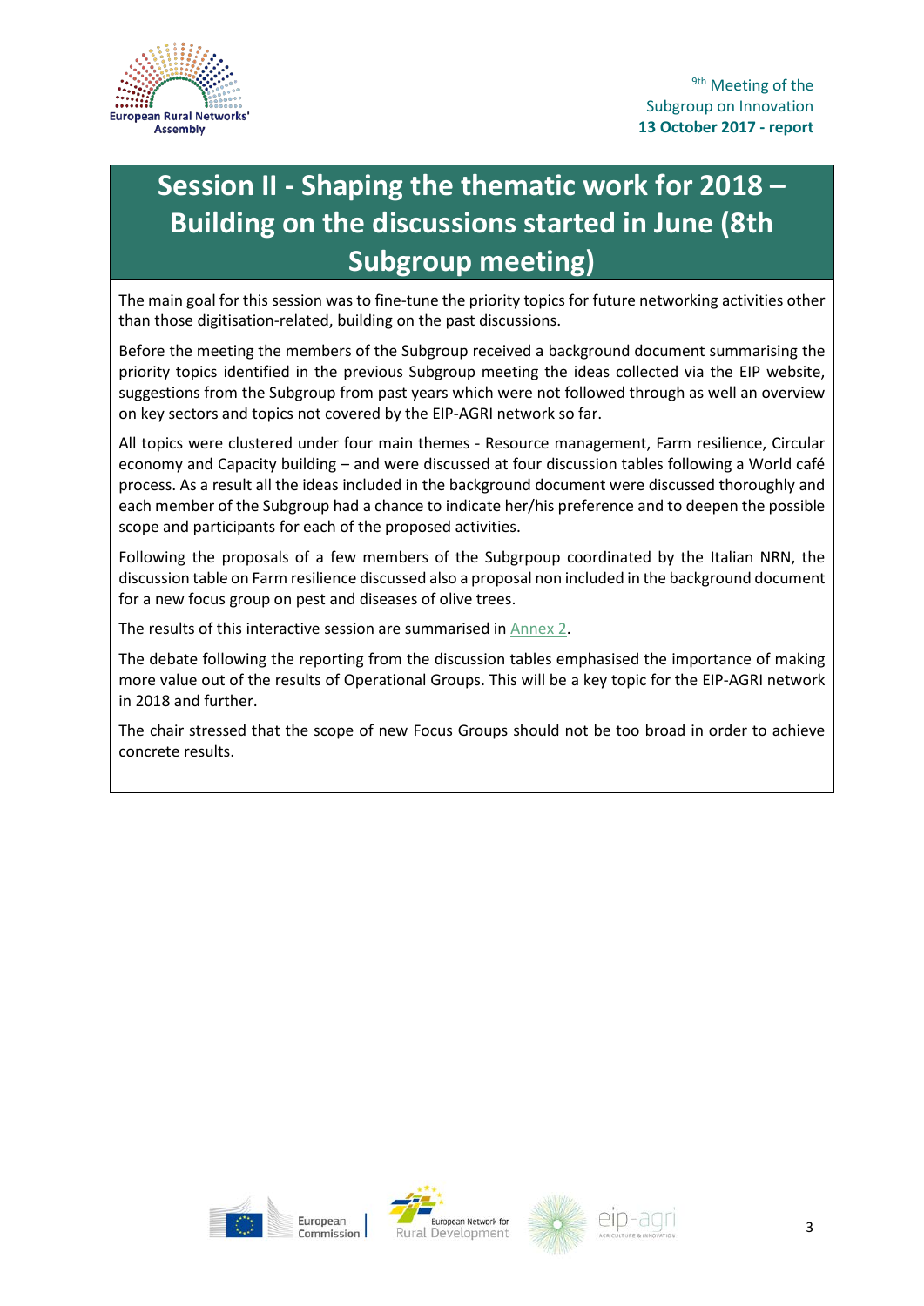# Session II - Shaping the thematic work for 2018 – Building on the discussions started in June (8th Subgroup meeting)

The main goal for this session was to fine-tune the priority topics for future networking activities other than those digitisation-related, building on the past discussions.

Before the meeting the members of the Subgroup received a background document summarising the priority topics identified in the previous Subgroup meeting the ideas collected via the EIP website, suggestions from the Subgroup from past years which were not followed through as well an overview on key sectors and topics not covered by the EIP-AGRI network so far.

All topics were clustered under four main themes - Resource management, Farm resilience, Circular economy and Capacity building – and were discussed at four discussion tables following a World café process. As a result all the ideas included in the background document were discussed thoroughly and each member of the Subgroup had a chance to indicate her/his preference and to deepen the possible scope and participants for each of the proposed activities.

Following the proposals of a few members of the Subgrpoup coordinated by the Italian NRN, the discussion table on Farm resilience discussed also a proposal non included in the background document for a new focus group on pest and diseases of olive trees.

The results of this interactive session are summarised in Annex 2.

The debate following the reporting from the discussion tables emphasised the importance of making more value out of the results of Operational Groups. This will be a key topic for the EIP-AGRI network in 2018 and further.

The chair stressed that the scope of new Focus Groups should not be too broad in order to achieve concrete results.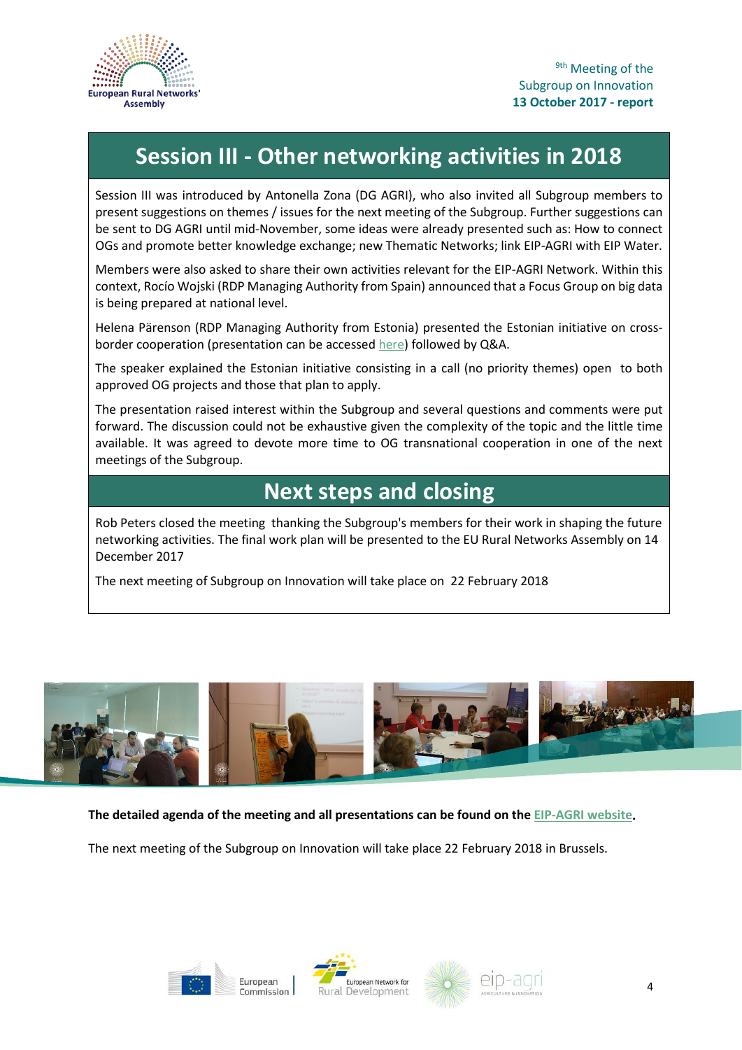## Session III - Other networking activities in 2018

Session III was introduced by Antonella Zona (DG AGRI), who also invited all Subgroup members to present suggestions on themes / issues for the next meeting of the Subgroup. Further suggestions can be sent to DG AGRI until mid-November, some ideas were already presented such as: How to connect OGs and promote better knowledge exchange; new Thematic Networks; link EIP-AGRI with EIP Water.

Members were also asked to share their own activities relevant for the EIP-AGRI Network. Within this context, Rocío Wojski (RDP Managing Authority from Spain) announced that a Focus Group on big data is being prepared at national level.

Helena Pärenson (RDP Managing Authority from Estonia) presented the Estonian initiative on cross-border cooperation (presentation can be accessed here) followed by Q&A.

The speaker explained the Estonian initiative consisting in a call (no priority themes) open to both approved OG projects and those that plan to apply.

The presentation raised interest within the Subgroup and several questions and comments were put forward. The discussion could not be exhaustive given the complexity of the topic and the little time available. It was agreed to devote more time to OG transnational cooperation in one of the next meetings of the Subgroup.

## Next steps and closing

Rob Peters closed the meeting thanking the Subgroup's members for their work in shaping the future networking activities. The final work plan will be presented to the EU Rural Networks Assembly on 14 December 2017

The next meeting of Subgroup on Innovation will take place on 22 February 2018

**The detailed agenda of the meeting and all presentations can be found on the EIP-AGRI website.**

The next meeting of the Subgroup on Innovation will take place 22 February 2018 in Brussels.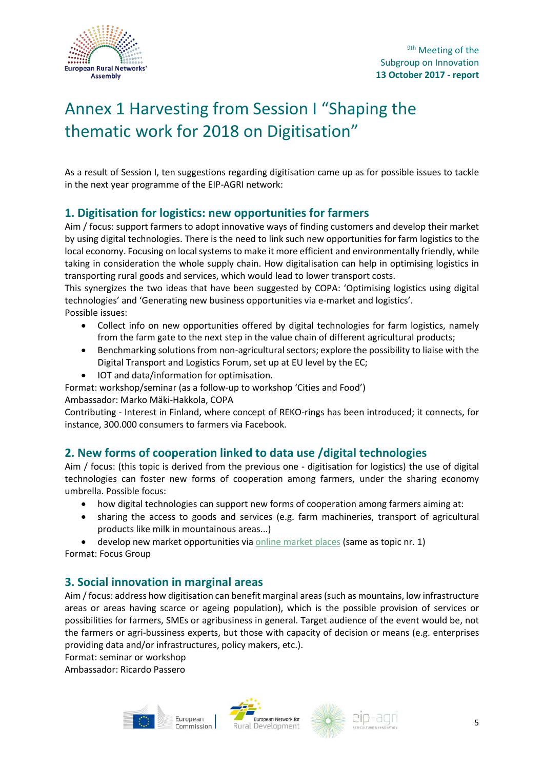# Annex 1 Harvesting from Session I "Shaping the thematic work for 2018 on Digitisation"

As a result of Session I, ten suggestions regarding digitisation came up as for possible issues to tackle in the next year programme of the EIP-AGRI network:

## 1. Digitisation for logistics: new opportunities for farmers

Aim / focus: support farmers to adopt innovative ways of finding customers and develop their market by using digital technologies. There is the need to link such new opportunities for farm logistics to the local economy. Focusing on local systems to make it more efficient and environmentally friendly, while taking in consideration the whole supply chain. How digitalisation can help in optimising logistics in transporting rural goods and services, which would lead to lower transport costs.

This synergizes the two ideas that have been suggested by COPA: 'Optimising logistics using digital technologies' and 'Generating new business opportunities via e-market and logistics'.

Possible issues:

- Collect info on new opportunities offered by digital technologies for farm logistics, namely from the farm gate to the next step in the value chain of different agricultural products;
- Benchmarking solutions from non-agricultural sectors; explore the possibility to liaise with the Digital Transport and Logistics Forum, set up at EU level by the EC;
- IOT and data/information for optimisation.

Format: workshop/seminar (as a follow-up to workshop 'Cities and Food')

Ambassador: Marko Mäki-Hakkola, COPA

Contributing - Interest in Finland, where concept of REKO-rings has been introduced; it connects, for instance, 300.000 consumers to farmers via Facebook.

## 2. New forms of cooperation linked to data use /digital technologies

Aim / focus: (this topic is derived from the previous one - digitisation for logistics) the use of digital technologies can foster new forms of cooperation among farmers, under the sharing economy umbrella. Possible focus:

- how digital technologies can support new forms of cooperation among farmers aiming at:
- sharing the access to goods and services (e.g. farm machineries, transport of agricultural products like milk in mountainous areas...)
- develop new market opportunities via online market places (same as topic nr. 1)

Format: Focus Group

## 3. Social innovation in marginal areas

Aim / focus: address how digitisation can benefit marginal areas (such as mountains, low infrastructure areas or areas having scarce or ageing population), which is the possible provision of services or possibilities for farmers, SMEs or agribusiness in general. Target audience of the event would be, not the farmers or agri-bussiness experts, but those with capacity of decision or means (e.g. enterprises providing data and/or infrastructures, policy makers, etc.).

Format: seminar or workshop

Ambassador: Ricardo Passero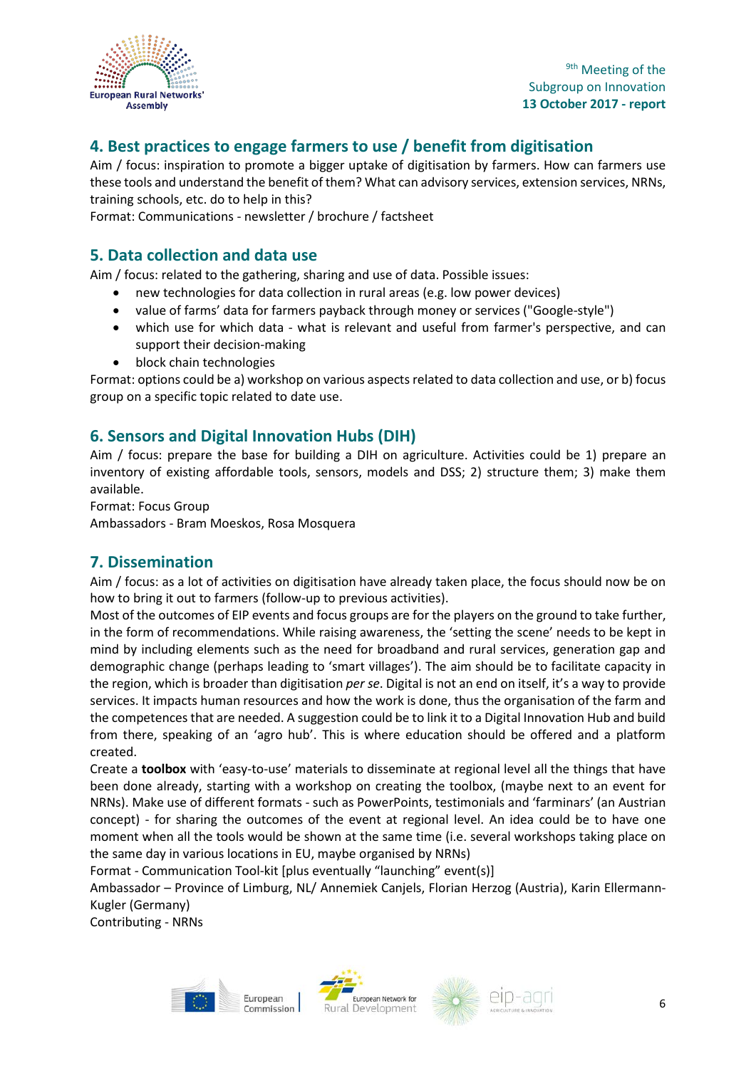## 4. Best practices to engage farmers to use / benefit from digitisation

Aim / focus: inspiration to promote a bigger uptake of digitisation by farmers. How can farmers use these tools and understand the benefit of them? What can advisory services, extension services, NRNs, training schools, etc. do to help in this?

Format: Communications - newsletter / brochure / factsheet

## 5. Data collection and data use

Aim / focus: related to the gathering, sharing and use of data. Possible issues:

- new technologies for data collection in rural areas (e.g. low power devices)
- value of farms' data for farmers payback through money or services ("Google-style")
- which use for which data - what is relevant and useful from farmer's perspective, and can support their decision-making
- block chain technologies

Format: options could be a) workshop on various aspects related to data collection and use, or b) focus group on a specific topic related to date use.

## 6. Sensors and Digital Innovation Hubs (DIH)

Aim / focus: prepare the base for building a DIH on agriculture. Activities could be 1) prepare an inventory of existing affordable tools, sensors, models and DSS; 2) structure them; 3) make them available.

Format: Focus Group

Ambassadors - Bram Moeskos, Rosa Mosquera

## 7. Dissemination

Aim / focus: as a lot of activities on digitisation have already taken place, the focus should now be on how to bring it out to farmers (follow-up to previous activities).

Most of the outcomes of EIP events and focus groups are for the players on the ground to take further, in the form of recommendations. While raising awareness, the 'setting the scene' needs to be kept in mind by including elements such as the need for broadband and rural services, generation gap and demographic change (perhaps leading to 'smart villages'). The aim should be to facilitate capacity in the region, which is broader than digitisation *per se*. Digital is not an end on itself, it's a way to provide services. It impacts human resources and how the work is done, thus the organisation of the farm and the competences that are needed. A suggestion could be to link it to a Digital Innovation Hub and build from there, speaking of an 'agro hub'. This is where education should be offered and a platform created.

Create a **toolbox** with 'easy-to-use' materials to disseminate at regional level all the things that have been done already, starting with a workshop on creating the toolbox, (maybe next to an event for NRNs). Make use of different formats - such as PowerPoints, testimonials and 'farminars' (an Austrian concept) - for sharing the outcomes of the event at regional level. An idea could be to have one moment when all the tools would be shown at the same time (i.e. several workshops taking place on the same day in various locations in EU, maybe organised by NRNs)

Format - Communication Tool-kit [plus eventually "launching" event(s)]

Ambassador – Province of Limburg, NL/ Annemiek Canjels, Florian Herzog (Austria), Karin Ellermann-Kugler (Germany)

Contributing - NRNs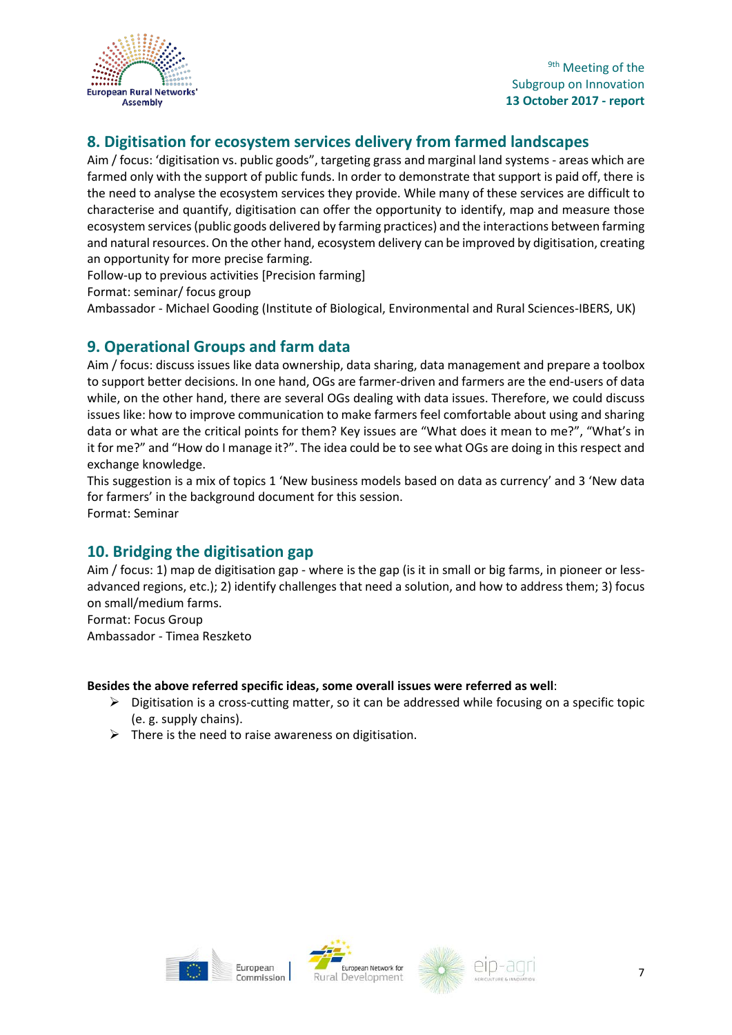## 8. Digitisation for ecosystem services delivery from farmed landscapes

Aim / focus: 'digitisation vs. public goods", targeting grass and marginal land systems - areas which are farmed only with the support of public funds. In order to demonstrate that support is paid off, there is the need to analyse the ecosystem services they provide. While many of these services are difficult to characterise and quantify, digitisation can offer the opportunity to identify, map and measure those ecosystem services (public goods delivered by farming practices) and the interactions between farming and natural resources. On the other hand, ecosystem delivery can be improved by digitisation, creating an opportunity for more precise farming.

Follow-up to previous activities [Precision farming]

Format: seminar/ focus group

Ambassador - Michael Gooding (Institute of Biological, Environmental and Rural Sciences-IBERS, UK)

## 9. Operational Groups and farm data

Aim / focus: discuss issues like data ownership, data sharing, data management and prepare a toolbox to support better decisions. In one hand, OGs are farmer-driven and farmers are the end-users of data while, on the other hand, there are several OGs dealing with data issues. Therefore, we could discuss issues like: how to improve communication to make farmers feel comfortable about using and sharing data or what are the critical points for them? Key issues are "What does it mean to me?", "What's in it for me?" and "How do I manage it?". The idea could be to see what OGs are doing in this respect and exchange knowledge.

This suggestion is a mix of topics 1 'New business models based on data as currency' and 3 'New data for farmers' in the background document for this session.

Format: Seminar

## 10. Bridging the digitisation gap

Aim / focus: 1) map de digitisation gap - where is the gap (is it in small or big farms, in pioneer or less-advanced regions, etc.); 2) identify challenges that need a solution, and how to address them; 3) focus on small/medium farms.

Format: Focus Group

Ambassador - Timea Reszketo

**Besides the above referred specific ideas, some overall issues were referred as well**:

- Digitisation is a cross-cutting matter, so it can be addressed while focusing on a specific topic (e. g. supply chains).
- There is the need to raise awareness on digitisation.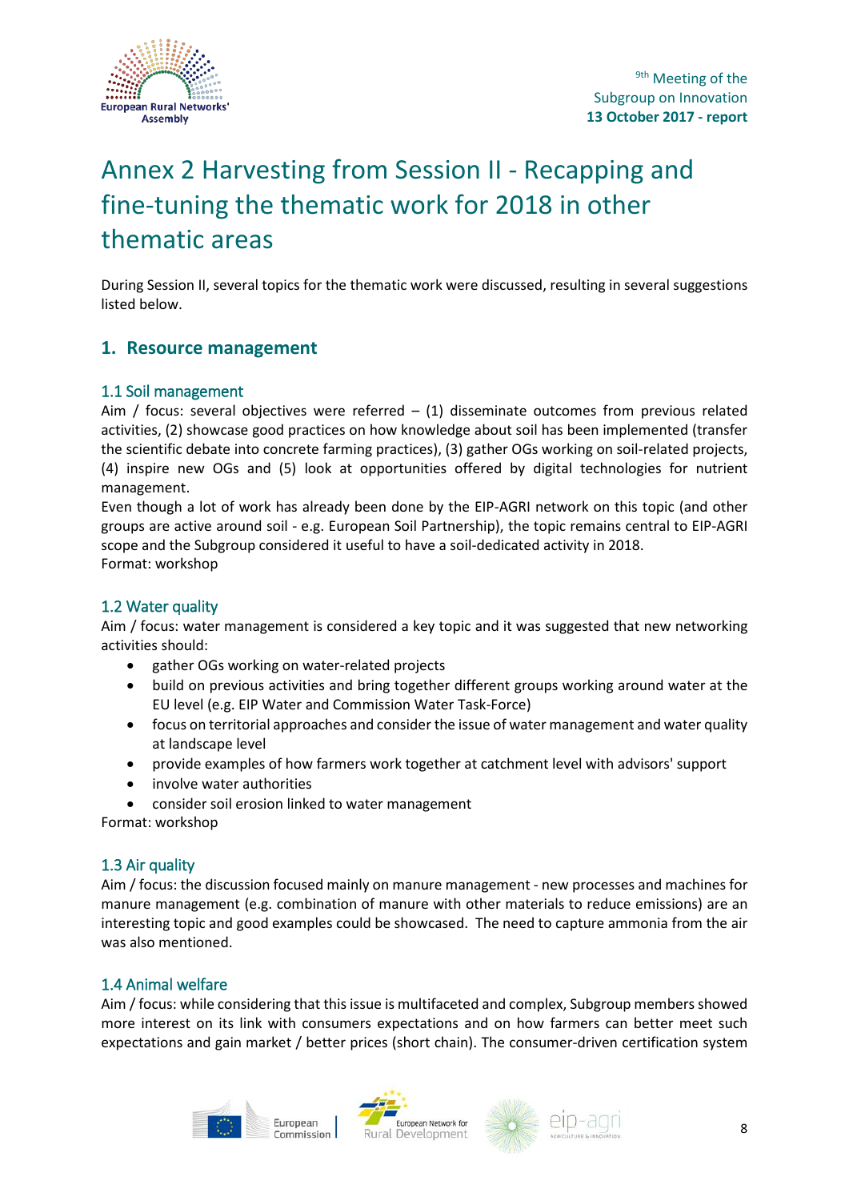# Annex 2 Harvesting from Session II - Recapping and fine-tuning the thematic work for 2018 in other thematic areas

During Session II, several topics for the thematic work were discussed, resulting in several suggestions listed below.

## 1. Resource management

### 1.1 Soil management

Aim / focus: several objectives were referred – (1) disseminate outcomes from previous related activities, (2) showcase good practices on how knowledge about soil has been implemented (transfer the scientific debate into concrete farming practices), (3) gather OGs working on soil-related projects, (4) inspire new OGs and (5) look at opportunities offered by digital technologies for nutrient management.

Even though a lot of work has already been done by the EIP-AGRI network on this topic (and other groups are active around soil - e.g. European Soil Partnership), the topic remains central to EIP-AGRI scope and the Subgroup considered it useful to have a soil-dedicated activity in 2018.

Format: workshop

### 1.2 Water quality

Aim / focus: water management is considered a key topic and it was suggested that new networking activities should:

- gather OGs working on water-related projects
- build on previous activities and bring together different groups working around water at the EU level (e.g. EIP Water and Commission Water Task-Force)
- focus on territorial approaches and consider the issue of water management and water quality at landscape level
- provide examples of how farmers work together at catchment level with advisors' support
- involve water authorities
- consider soil erosion linked to water management

Format: workshop

### 1.3 Air quality

Aim / focus: the discussion focused mainly on manure management - new processes and machines for manure management (e.g. combination of manure with other materials to reduce emissions) are an interesting topic and good examples could be showcased. The need to capture ammonia from the air was also mentioned.

### 1.4 Animal welfare

Aim / focus: while considering that this issue is multifaceted and complex, Subgroup members showed more interest on its link with consumers expectations and on how farmers can better meet such expectations and gain market / better prices (short chain). The consumer-driven certification system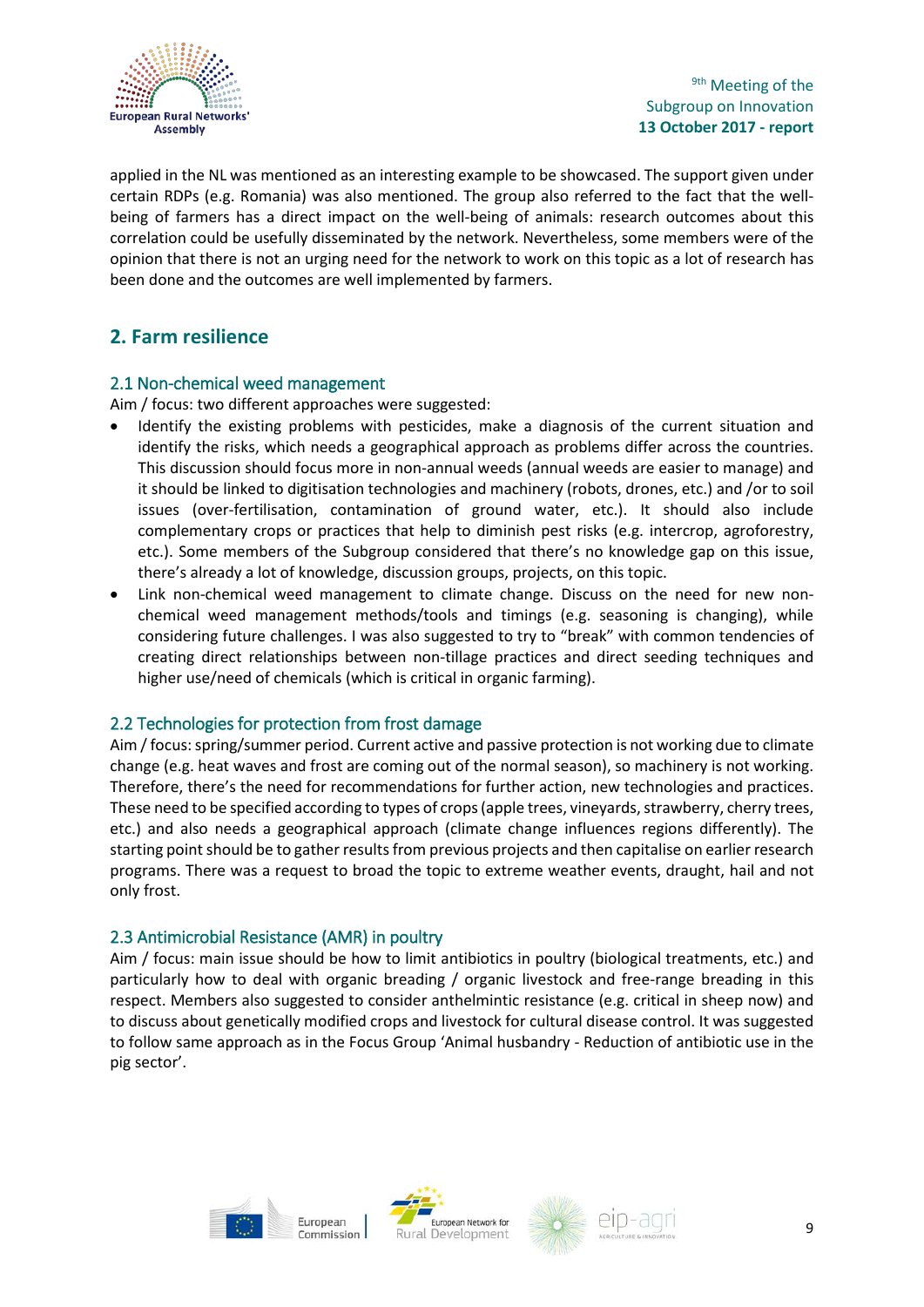applied in the NL was mentioned as an interesting example to be showcased. The support given under certain RDPs (e.g. Romania) was also mentioned. The group also referred to the fact that the well-being of farmers has a direct impact on the well-being of animals: research outcomes about this correlation could be usefully disseminated by the network. Nevertheless, some members were of the opinion that there is not an urging need for the network to work on this topic as a lot of research has been done and the outcomes are well implemented by farmers.

## 2. Farm resilience

### 2.1 Non-chemical weed management

Aim / focus: two different approaches were suggested:

- Identify the existing problems with pesticides, make a diagnosis of the current situation and identify the risks, which needs a geographical approach as problems differ across the countries. This discussion should focus more in non-annual weeds (annual weeds are easier to manage) and it should be linked to digitisation technologies and machinery (robots, drones, etc.) and /or to soil issues (over-fertilisation, contamination of ground water, etc.). It should also include complementary crops or practices that help to diminish pest risks (e.g. intercrop, agroforestry, etc.). Some members of the Subgroup considered that there's no knowledge gap on this issue, there's already a lot of knowledge, discussion groups, projects, on this topic.
- Link non-chemical weed management to climate change. Discuss on the need for new non-chemical weed management methods/tools and timings (e.g. seasoning is changing), while considering future challenges. I was also suggested to try to "break" with common tendencies of creating direct relationships between non-tillage practices and direct seeding techniques and higher use/need of chemicals (which is critical in organic farming).

### 2.2 Technologies for protection from frost damage

Aim / focus: spring/summer period. Current active and passive protection is not working due to climate change (e.g. heat waves and frost are coming out of the normal season), so machinery is not working. Therefore, there's the need for recommendations for further action, new technologies and practices. These need to be specified according to types of crops (apple trees, vineyards, strawberry, cherry trees, etc.) and also needs a geographical approach (climate change influences regions differently). The starting point should be to gather results from previous projects and then capitalise on earlier research programs. There was a request to broad the topic to extreme weather events, draught, hail and not only frost.

### 2.3 Antimicrobial Resistance (AMR) in poultry

Aim / focus: main issue should be how to limit antibiotics in poultry (biological treatments, etc.) and particularly how to deal with organic breading / organic livestock and free-range breading in this respect. Members also suggested to consider anthelmintic resistance (e.g. critical in sheep now) and to discuss about genetically modified crops and livestock for cultural disease control. It was suggested to follow same approach as in the Focus Group 'Animal husbandry - Reduction of antibiotic use in the pig sector'.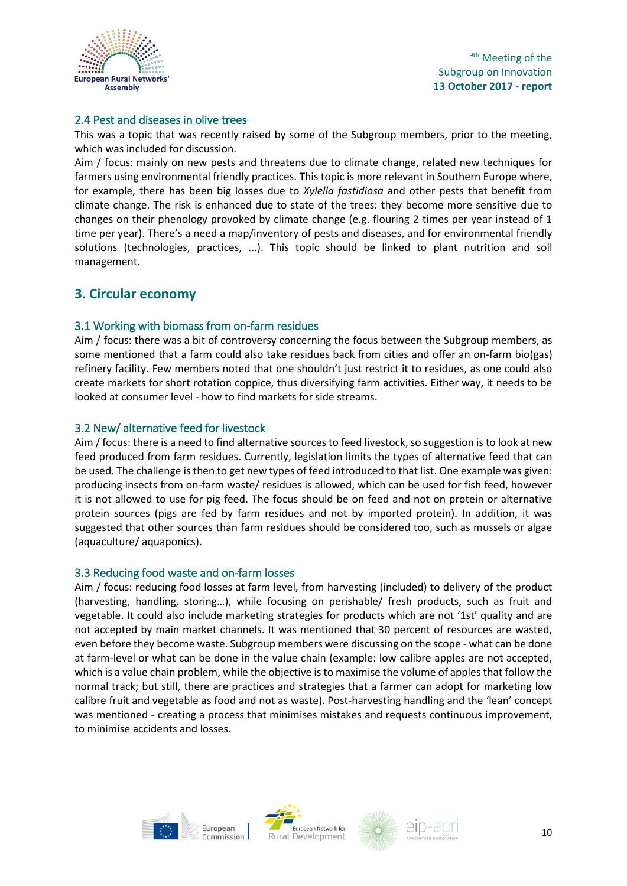### 2.4 Pest and diseases in olive trees

This was a topic that was recently raised by some of the Subgroup members, prior to the meeting, which was included for discussion.

Aim / focus: mainly on new pests and threatens due to climate change, related new techniques for farmers using environmental friendly practices. This topic is more relevant in Southern Europe where, for example, there has been big losses due to *Xylella fastidiosa* and other pests that benefit from climate change. The risk is enhanced due to state of the trees: they become more sensitive due to changes on their phenology provoked by climate change (e.g. flouring 2 times per year instead of 1 time per year). There's a need a map/inventory of pests and diseases, and for environmental friendly solutions (technologies, practices, ...). This topic should be linked to plant nutrition and soil management.

## 3. Circular economy

### 3.1 Working with biomass from on-farm residues

Aim / focus: there was a bit of controversy concerning the focus between the Subgroup members, as some mentioned that a farm could also take residues back from cities and offer an on-farm bio(gas) refinery facility. Few members noted that one shouldn't just restrict it to residues, as one could also create markets for short rotation coppice, thus diversifying farm activities. Either way, it needs to be looked at consumer level - how to find markets for side streams.

### 3.2 New/ alternative feed for livestock

Aim / focus: there is a need to find alternative sources to feed livestock, so suggestion is to look at new feed produced from farm residues. Currently, legislation limits the types of alternative feed that can be used. The challenge is then to get new types of feed introduced to that list. One example was given: producing insects from on-farm waste/ residues is allowed, which can be used for fish feed, however it is not allowed to use for pig feed. The focus should be on feed and not on protein or alternative protein sources (pigs are fed by farm residues and not by imported protein). In addition, it was suggested that other sources than farm residues should be considered too, such as mussels or algae (aquaculture/ aquaponics).

### 3.3 Reducing food waste and on-farm losses

Aim / focus: reducing food losses at farm level, from harvesting (included) to delivery of the product (harvesting, handling, storing…), while focusing on perishable/ fresh products, such as fruit and vegetable. It could also include marketing strategies for products which are not '1st' quality and are not accepted by main market channels. It was mentioned that 30 percent of resources are wasted, even before they become waste. Subgroup members were discussing on the scope - what can be done at farm-level or what can be done in the value chain (example: low calibre apples are not accepted, which is a value chain problem, while the objective is to maximise the volume of apples that follow the normal track; but still, there are practices and strategies that a farmer can adopt for marketing low calibre fruit and vegetable as food and not as waste). Post-harvesting handling and the 'lean' concept was mentioned - creating a process that minimises mistakes and requests continuous improvement, to minimise accidents and losses.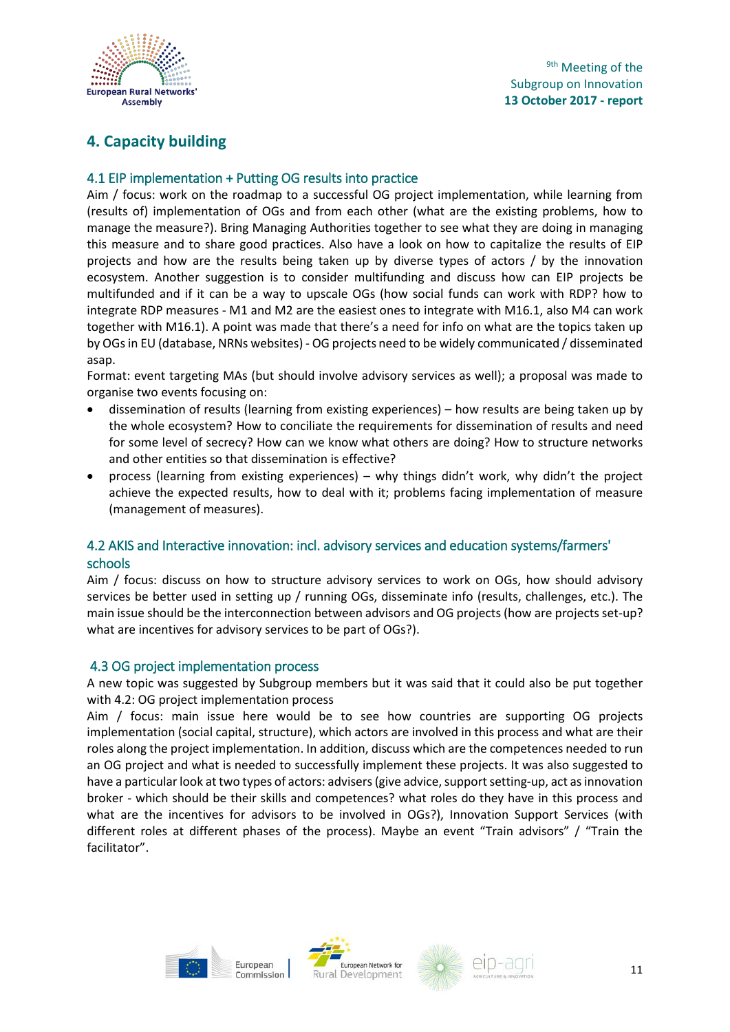## 4. Capacity building

### 4.1 EIP implementation + Putting OG results into practice

Aim / focus: work on the roadmap to a successful OG project implementation, while learning from (results of) implementation of OGs and from each other (what are the existing problems, how to manage the measure?). Bring Managing Authorities together to see what they are doing in managing this measure and to share good practices. Also have a look on how to capitalize the results of EIP projects and how are the results being taken up by diverse types of actors / by the innovation ecosystem. Another suggestion is to consider multifunding and discuss how can EIP projects be multifunded and if it can be a way to upscale OGs (how social funds can work with RDP? how to integrate RDP measures - M1 and M2 are the easiest ones to integrate with M16.1, also M4 can work together with M16.1). A point was made that there's a need for info on what are the topics taken up by OGs in EU (database, NRNs websites) - OG projects need to be widely communicated / disseminated asap.

Format: event targeting MAs (but should involve advisory services as well); a proposal was made to organise two events focusing on:

- dissemination of results (learning from existing experiences) – how results are being taken up by the whole ecosystem? How to conciliate the requirements for dissemination of results and need for some level of secrecy? How can we know what others are doing? How to structure networks and other entities so that dissemination is effective?
- process (learning from existing experiences) – why things didn't work, why didn't the project achieve the expected results, how to deal with it; problems facing implementation of measure (management of measures).

### 4.2 AKIS and Interactive innovation: incl. advisory services and education systems/farmers' schools

Aim / focus: discuss on how to structure advisory services to work on OGs, how should advisory services be better used in setting up / running OGs, disseminate info (results, challenges, etc.). The main issue should be the interconnection between advisors and OG projects (how are projects set-up? what are incentives for advisory services to be part of OGs?).

### 4.3 OG project implementation process

A new topic was suggested by Subgroup members but it was said that it could also be put together with 4.2: OG project implementation process

Aim / focus: main issue here would be to see how countries are supporting OG projects implementation (social capital, structure), which actors are involved in this process and what are their roles along the project implementation. In addition, discuss which are the competences needed to run an OG project and what is needed to successfully implement these projects. It was also suggested to have a particular look at two types of actors: advisers (give advice, support setting-up, act as innovation broker - which should be their skills and competences? what roles do they have in this process and what are the incentives for advisors to be involved in OGs?), Innovation Support Services (with different roles at different phases of the process). Maybe an event "Train advisors" / "Train the facilitator".